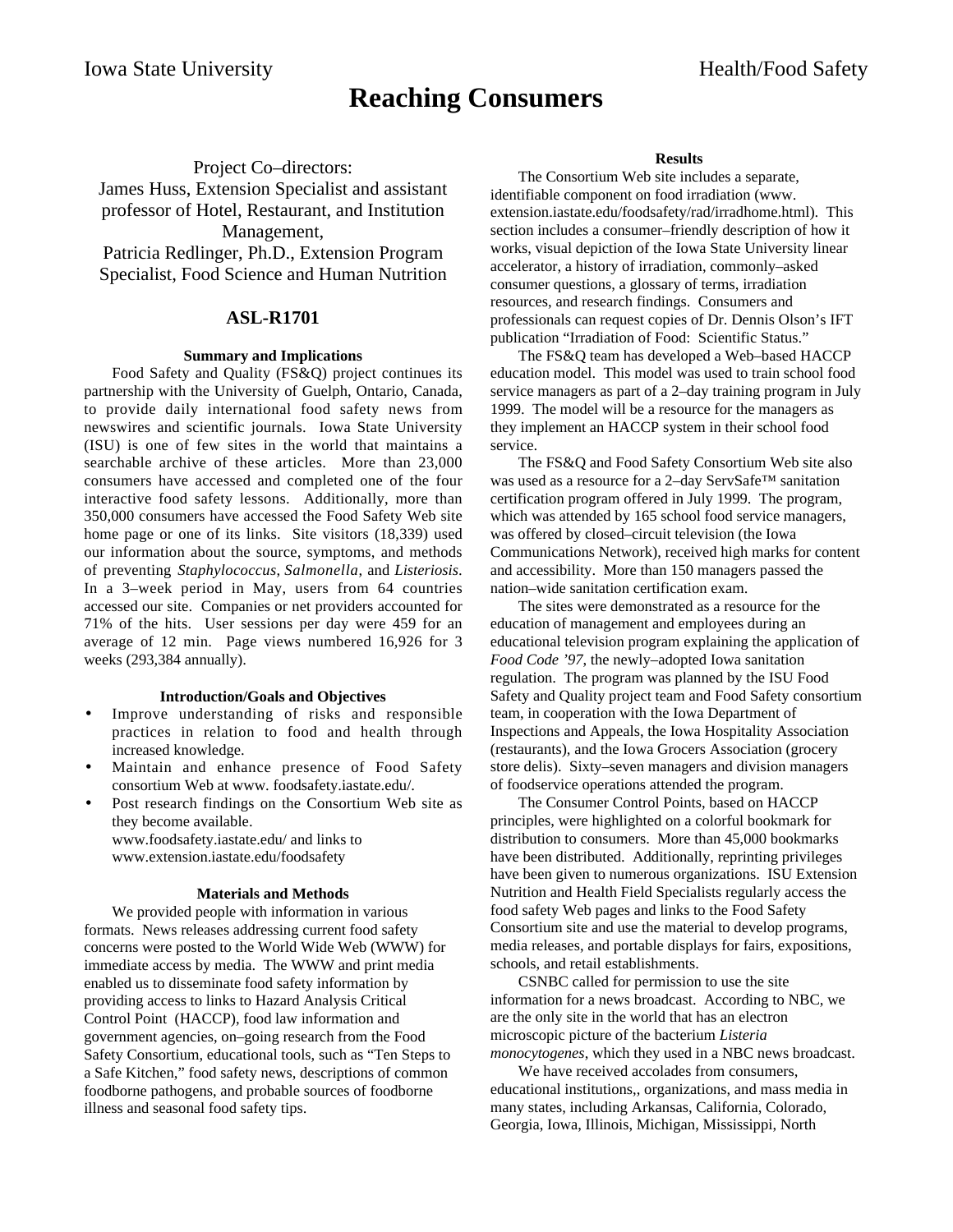Iowa State University Health/Food Safety

# Reaching Consumers

Project Co–directors:
James Huss, Extension Specialist and assistant professor of Hotel, Restaurant, and Institution Management,
Patricia Redlinger, Ph.D., Extension Program Specialist, Food Science and Human Nutrition

## ASL-R1701

### Summary and Implications

Food Safety and Quality (FS&Q) project continues its partnership with the University of Guelph, Ontario, Canada, to provide daily international food safety news from newswires and scientific journals. Iowa State University (ISU) is one of few sites in the world that maintains a searchable archive of these articles. More than 23,000 consumers have accessed and completed one of the four interactive food safety lessons. Additionally, more than 350,000 consumers have accessed the Food Safety Web site home page or one of its links. Site visitors (18,339) used our information about the source, symptoms, and methods of preventing *Staphylococcus*, *Salmonella*, and *Listeriosis*. In a 3–week period in May, users from 64 countries accessed our site. Companies or net providers accounted for 71% of the hits. User sessions per day were 459 for an average of 12 min. Page views numbered 16,926 for 3 weeks (293,384 annually).

### Introduction/Goals and Objectives

- Improve understanding of risks and responsible practices in relation to food and health through increased knowledge.
- Maintain and enhance presence of Food Safety consortium Web at www. foodsafety.iastate.edu/.
- Post research findings on the Consortium Web site as they become available.
  www.foodsafety.iastate.edu/ and links to
  www.extension.iastate.edu/foodsafety

### Materials and Methods

We provided people with information in various formats. News releases addressing current food safety concerns were posted to the World Wide Web (WWW) for immediate access by media. The WWW and print media enabled us to disseminate food safety information by providing access to links to Hazard Analysis Critical Control Point (HACCP), food law information and government agencies, on–going research from the Food Safety Consortium, educational tools, such as "Ten Steps to a Safe Kitchen," food safety news, descriptions of common foodborne pathogens, and probable sources of foodborne illness and seasonal food safety tips.

### Results

The Consortium Web site includes a separate, identifiable component on food irradiation (www. extension.iastate.edu/foodsafety/rad/irradhome.html). This section includes a consumer–friendly description of how it works, visual depiction of the Iowa State University linear accelerator, a history of irradiation, commonly–asked consumer questions, a glossary of terms, irradiation resources, and research findings. Consumers and professionals can request copies of Dr. Dennis Olson's IFT publication "Irradiation of Food: Scientific Status."

The FS&Q team has developed a Web–based HACCP education model. This model was used to train school food service managers as part of a 2–day training program in July 1999. The model will be a resource for the managers as they implement an HACCP system in their school food service.

The FS&Q and Food Safety Consortium Web site also was used as a resource for a 2–day ServSafe™ sanitation certification program offered in July 1999. The program, which was attended by 165 school food service managers, was offered by closed–circuit television (the Iowa Communications Network), received high marks for content and accessibility. More than 150 managers passed the nation–wide sanitation certification exam.

The sites were demonstrated as a resource for the education of management and employees during an educational television program explaining the application of *Food Code '97*, the newly–adopted Iowa sanitation regulation. The program was planned by the ISU Food Safety and Quality project team and Food Safety consortium team, in cooperation with the Iowa Department of Inspections and Appeals, the Iowa Hospitality Association (restaurants), and the Iowa Grocers Association (grocery store delis). Sixty–seven managers and division managers of foodservice operations attended the program.

The Consumer Control Points, based on HACCP principles, were highlighted on a colorful bookmark for distribution to consumers. More than 45,000 bookmarks have been distributed. Additionally, reprinting privileges have been given to numerous organizations. ISU Extension Nutrition and Health Field Specialists regularly access the food safety Web pages and links to the Food Safety Consortium site and use the material to develop programs, media releases, and portable displays for fairs, expositions, schools, and retail establishments.

CSNBC called for permission to use the site information for a news broadcast. According to NBC, we are the only site in the world that has an electron microscopic picture of the bacterium *Listeria monocytogenes*, which they used in a NBC news broadcast.

We have received accolades from consumers, educational institutions,, organizations, and mass media in many states, including Arkansas, California, Colorado, Georgia, Iowa, Illinois, Michigan, Mississippi, North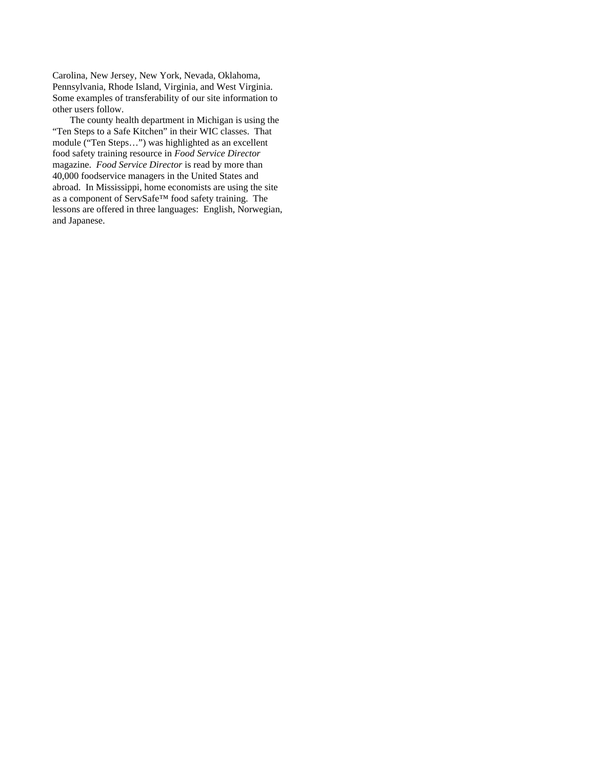Carolina, New Jersey, New York, Nevada, Oklahoma, Pennsylvania, Rhode Island, Virginia, and West Virginia. Some examples of transferability of our site information to other users follow.

The county health department in Michigan is using the "Ten Steps to a Safe Kitchen" in their WIC classes. That module ("Ten Steps…") was highlighted as an excellent food safety training resource in *Food Service Director* magazine. *Food Service Director* is read by more than 40,000 foodservice managers in the United States and abroad. In Mississippi, home economists are using the site as a component of ServSafe™ food safety training. The lessons are offered in three languages: English, Norwegian, and Japanese.